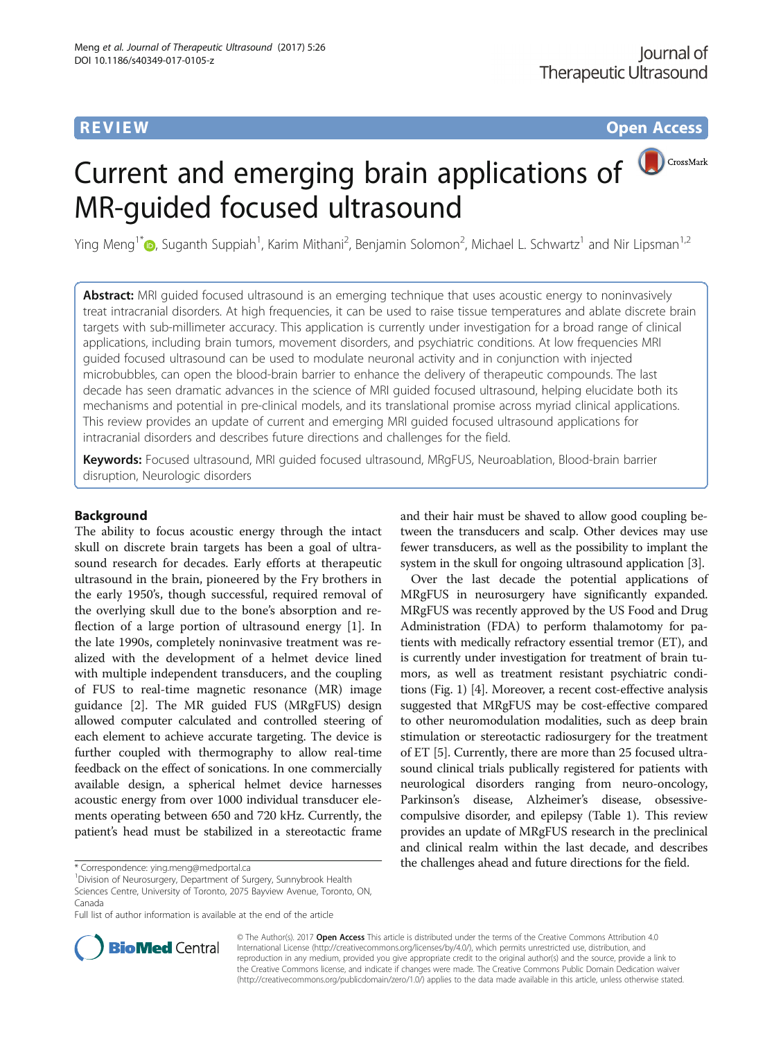REVIEW Open Access

# Current and emerging brain applications of MR-guided focused ultrasound

Ying Meng[1*], Suganth Suppiah[1], Karim Mithani[2], Benjamin Solomon[2], Michael L. Schwartz[1] and Nir Lipsman[1,2]

**Abstract:** MRI guided focused ultrasound is an emerging technique that uses acoustic energy to noninvasively treat intracranial disorders. At high frequencies, it can be used to raise tissue temperatures and ablate discrete brain targets with sub-millimeter accuracy. This application is currently under investigation for a broad range of clinical applications, including brain tumors, movement disorders, and psychiatric conditions. At low frequencies MRI guided focused ultrasound can be used to modulate neuronal activity and in conjunction with injected microbubbles, can open the blood-brain barrier to enhance the delivery of therapeutic compounds. The last decade has seen dramatic advances in the science of MRI guided focused ultrasound, helping elucidate both its mechanisms and potential in pre-clinical models, and its translational promise across myriad clinical applications. This review provides an update of current and emerging MRI guided focused ultrasound applications for intracranial disorders and describes future directions and challenges for the field.

**Keywords:** Focused ultrasound, MRI guided focused ultrasound, MRgFUS, Neuroablation, Blood-brain barrier disruption, Neurologic disorders

## Background

The ability to focus acoustic energy through the intact skull on discrete brain targets has been a goal of ultrasound research for decades. Early efforts at therapeutic ultrasound in the brain, pioneered by the Fry brothers in the early 1950's, though successful, required removal of the overlying skull due to the bone's absorption and reflection of a large portion of ultrasound energy [1]. In the late 1990s, completely noninvasive treatment was realized with the development of a helmet device lined with multiple independent transducers, and the coupling of FUS to real-time magnetic resonance (MR) image guidance [2]. The MR guided FUS (MRgFUS) design allowed computer calculated and controlled steering of each element to achieve accurate targeting. The device is further coupled with thermography to allow real-time feedback on the effect of sonications. In one commercially available design, a spherical helmet device harnesses acoustic energy from over 1000 individual transducer elements operating between 650 and 720 kHz. Currently, the patient's head must be stabilized in a stereotactic frame and their hair must be shaved to allow good coupling between the transducers and scalp. Other devices may use fewer transducers, as well as the possibility to implant the system in the skull for ongoing ultrasound application [3].

Over the last decade the potential applications of MRgFUS in neurosurgery have significantly expanded. MRgFUS was recently approved by the US Food and Drug Administration (FDA) to perform thalamotomy for patients with medically refractory essential tremor (ET), and is currently under investigation for treatment of brain tumors, as well as treatment resistant psychiatric conditions (Fig. 1) [4]. Moreover, a recent cost-effective analysis suggested that MRgFUS may be cost-effective compared to other neuromodulation modalities, such as deep brain stimulation or stereotactic radiosurgery for the treatment of ET [5]. Currently, there are more than 25 focused ultrasound clinical trials publically registered for patients with neurological disorders ranging from neuro-oncology, Parkinson's disease, Alzheimer's disease, obsessive-compulsive disorder, and epilepsy (Table 1). This review provides an update of MRgFUS research in the preclinical and clinical realm within the last decade, and describes the challenges ahead and future directions for the field.

* Correspondence: ying.meng@medportal.ca
[1]Division of Neurosurgery, Department of Surgery, Sunnybrook Health Sciences Centre, University of Toronto, 2075 Bayview Avenue, Toronto, ON, Canada
Full list of author information is available at the end of the article

© The Author(s). 2017 **Open Access** This article is distributed under the terms of the Creative Commons Attribution 4.0 International License (http://creativecommons.org/licenses/by/4.0/), which permits unrestricted use, distribution, and reproduction in any medium, provided you give appropriate credit to the original author(s) and the source, provide a link to the Creative Commons license, and indicate if changes were made. The Creative Commons Public Domain Dedication waiver (http://creativecommons.org/publicdomain/zero/1.0/) applies to the data made available in this article, unless otherwise stated.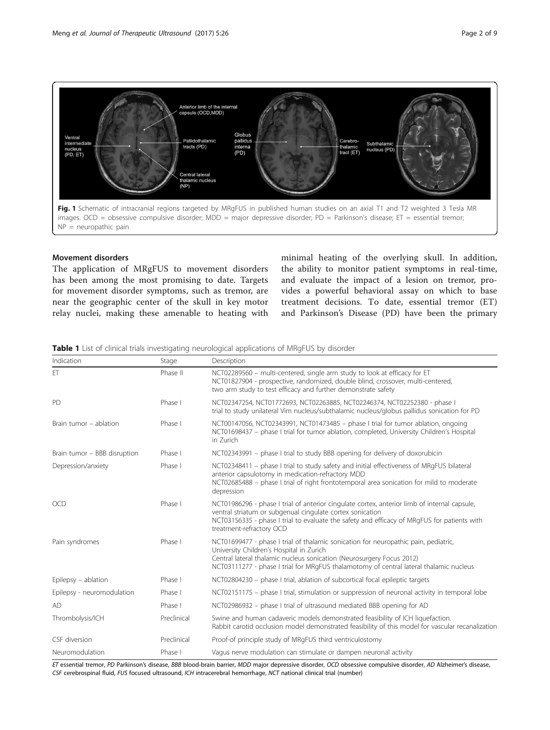Fig. 1 Schematic of intracranial regions targeted by MRgFUS in published human studies on an axial T1 and T2 weighted 3 Tesla MR images. OCD = obsessive compulsive disorder; MDD = major depressive disorder; PD = Parkinson's disease; ET = essential tremor; NP = neuropathic pain

## Movement disorders

The application of MRgFUS to movement disorders has been among the most promising to date. Targets for movement disorder symptoms, such as tremor, are near the geographic center of the skull in key motor relay nuclei, making these amenable to heating with minimal heating of the overlying skull. In addition, the ability to monitor patient symptoms in real-time, and evaluate the impact of a lesion on tremor, provides a powerful behavioral assay on which to base treatment decisions. To date, essential tremor (ET) and Parkinson's Disease (PD) have been the primary

**Table 1** List of clinical trials investigating neurological applications of MRgFUS by disorder

| Indication | Stage | Description |
| --- | --- | --- |
| ET | Phase II | NCT02289560 – multi-centered, single arm study to look at efficacy for ET<br>NCT01827904 - prospective, randomized, double blind, crossover, multi-centered, two arm study to test efficacy and further demonstrate safety |
| PD | Phase I | NCT02347254, NCT01772693, NCT02263885, NCT02246374, NCT02252380 - phase I trial to study unilateral Vim nucleus/subthalamic nucleus/globus pallidus sonication for PD |
| Brain tumor – ablation | Phase I | NCT00147056, NCT02343991, NCT01473485 – phase I trial for tumor ablation, ongoing<br>NCT01698437 – phase I trial for tumor ablation, completed, University Children's Hospital in Zurich |
| Brain tumor – BBB disruption | Phase I | NCT02343991 – phase I trial to study BBB opening for delivery of doxorubicin |
| Depression/anxiety | Phase I | NCT02348411 – phase I trial to study safety and initial effectiveness of MRgFUS bilateral anterior capsulotomy in medication-refractory MDD<br>NCT02685488 – phase I trial of right frontotemporal area sonication for mild to moderate depression |
| OCD | Phase I | NCT01986296 - phase I trial of anterior cingulate cortex, anterior limb of internal capsule, ventral striatum or subgenual cingulate cortex sonication<br>NCT03156335 - phase I trial to evaluate the safety and efficacy of MRgFUS for patients with treatment-refractory OCD |
| Pain syndromes | Phase I | NCT01699477 - phase I trial of thalamic sonication for neuropathic pain, pediatric, University Children's Hospital in Zurich<br>Central lateral thalamic nucleus sonication (Neurosurgery Focus 2012)<br>NCT03111277 - phase I trial for MRgFUS thalamotomy of central lateral thalamic nucleus |
| Epilepsy – ablation | Phase I | NCT02804230 – phase I trial, ablation of subcortical focal epileptic targets |
| Epilepsy - neuromodulation | Phase I | NCT02151175 – phase I trial, stimulation or suppression of neuronal activity in temporal lobe |
| AD | Phase I | NCT02986932 – phase I trial of ultrasound mediated BBB opening for AD |
| Thrombolysis/ICH | Preclinical | Swine and human cadaveric models demonstrated feasibility of ICH liquefaction.<br>Rabbit carotid occlusion model demonstrated feasibility of this model for vascular recanalization |
| CSF diversion | Preclinical | Proof-of principle study of MRgFUS third ventriculostomy |
| Neuromodulation | Phase I | Vagus nerve modulation can stimulate or dampen neuronal activity |

*ET* essential tremor, *PD* Parkinson's disease, *BBB* blood-brain barrier, *MDD* major depressive disorder, *OCD* obsessive compulsive disorder, *AD* Alzheimer's disease, *CSF* cerebrospinal fluid, *FUS* focused ultrasound, *ICH* intracerebral hemorrhage, *NCT* national clinical trial (number)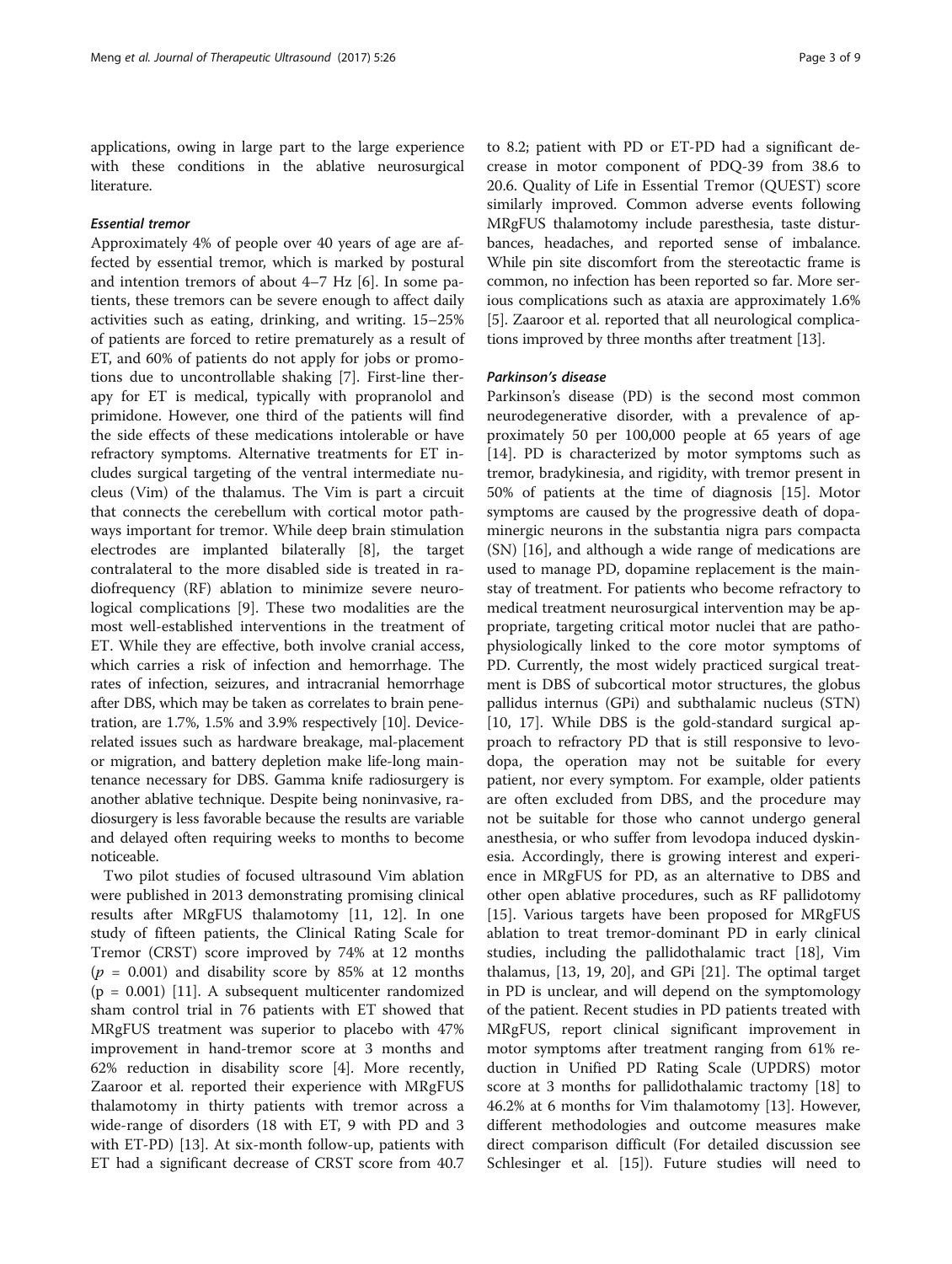applications, owing in large part to the large experience with these conditions in the ablative neurosurgical literature.

### *Essential tremor*

Approximately 4% of people over 40 years of age are affected by essential tremor, which is marked by postural and intention tremors of about 4–7 Hz [6]. In some patients, these tremors can be severe enough to affect daily activities such as eating, drinking, and writing. 15–25% of patients are forced to retire prematurely as a result of ET, and 60% of patients do not apply for jobs or promotions due to uncontrollable shaking [7]. First-line therapy for ET is medical, typically with propranolol and primidone. However, one third of the patients will find the side effects of these medications intolerable or have refractory symptoms. Alternative treatments for ET includes surgical targeting of the ventral intermediate nucleus (Vim) of the thalamus. The Vim is part a circuit that connects the cerebellum with cortical motor pathways important for tremor. While deep brain stimulation electrodes are implanted bilaterally [8], the target contralateral to the more disabled side is treated in radiofrequency (RF) ablation to minimize severe neurological complications [9]. These two modalities are the most well-established interventions in the treatment of ET. While they are effective, both involve cranial access, which carries a risk of infection and hemorrhage. The rates of infection, seizures, and intracranial hemorrhage after DBS, which may be taken as correlates to brain penetration, are 1.7%, 1.5% and 3.9% respectively [10]. Device-related issues such as hardware breakage, mal-placement or migration, and battery depletion make life-long maintenance necessary for DBS. Gamma knife radiosurgery is another ablative technique. Despite being noninvasive, radiosurgery is less favorable because the results are variable and delayed often requiring weeks to months to become noticeable.

Two pilot studies of focused ultrasound Vim ablation were published in 2013 demonstrating promising clinical results after MRgFUS thalamotomy [11, 12]. In one study of fifteen patients, the Clinical Rating Scale for Tremor (CRST) score improved by 74% at 12 months ($p$ = 0.001) and disability score by 85% at 12 months ($p$ = 0.001) [11]. A subsequent multicenter randomized sham control trial in 76 patients with ET showed that MRgFUS treatment was superior to placebo with 47% improvement in hand-tremor score at 3 months and 62% reduction in disability score [4]. More recently, Zaaroor et al. reported their experience with MRgFUS thalamotomy in thirty patients with tremor across a wide-range of disorders (18 with ET, 9 with PD and 3 with ET-PD) [13]. At six-month follow-up, patients with ET had a significant decrease of CRST score from 40.7 to 8.2; patient with PD or ET-PD had a significant decrease in motor component of PDQ-39 from 38.6 to 20.6. Quality of Life in Essential Tremor (QUEST) score similarly improved. Common adverse events following MRgFUS thalamotomy include paresthesia, taste disturbances, headaches, and reported sense of imbalance. While pin site discomfort from the stereotactic frame is common, no infection has been reported so far. More serious complications such as ataxia are approximately 1.6% [5]. Zaaroor et al. reported that all neurological complications improved by three months after treatment [13].

### *Parkinson's disease*

Parkinson's disease (PD) is the second most common neurodegenerative disorder, with a prevalence of approximately 50 per 100,000 people at 65 years of age [14]. PD is characterized by motor symptoms such as tremor, bradykinesia, and rigidity, with tremor present in 50% of patients at the time of diagnosis [15]. Motor symptoms are caused by the progressive death of dopaminergic neurons in the substantia nigra pars compacta (SN) [16], and although a wide range of medications are used to manage PD, dopamine replacement is the mainstay of treatment. For patients who become refractory to medical treatment neurosurgical intervention may be appropriate, targeting critical motor nuclei that are pathophysiologically linked to the core motor symptoms of PD. Currently, the most widely practiced surgical treatment is DBS of subcortical motor structures, the globus pallidus internus (GPi) and subthalamic nucleus (STN) [10, 17]. While DBS is the gold-standard surgical approach to refractory PD that is still responsive to levodopa, the operation may not be suitable for every patient, nor every symptom. For example, older patients are often excluded from DBS, and the procedure may not be suitable for those who cannot undergo general anesthesia, or who suffer from levodopa induced dyskinesia. Accordingly, there is growing interest and experience in MRgFUS for PD, as an alternative to DBS and other open ablative procedures, such as RF pallidotomy [15]. Various targets have been proposed for MRgFUS ablation to treat tremor-dominant PD in early clinical studies, including the pallidothalamic tract [18], Vim thalamus, [13, 19, 20], and GPi [21]. The optimal target in PD is unclear, and will depend on the symptomology of the patient. Recent studies in PD patients treated with MRgFUS, report clinical significant improvement in motor symptoms after treatment ranging from 61% reduction in Unified PD Rating Scale (UPDRS) motor score at 3 months for pallidothalamic tractomy [18] to 46.2% at 6 months for Vim thalamotomy [13]. However, different methodologies and outcome measures make direct comparison difficult (For detailed discussion see Schlesinger et al. [15]). Future studies will need to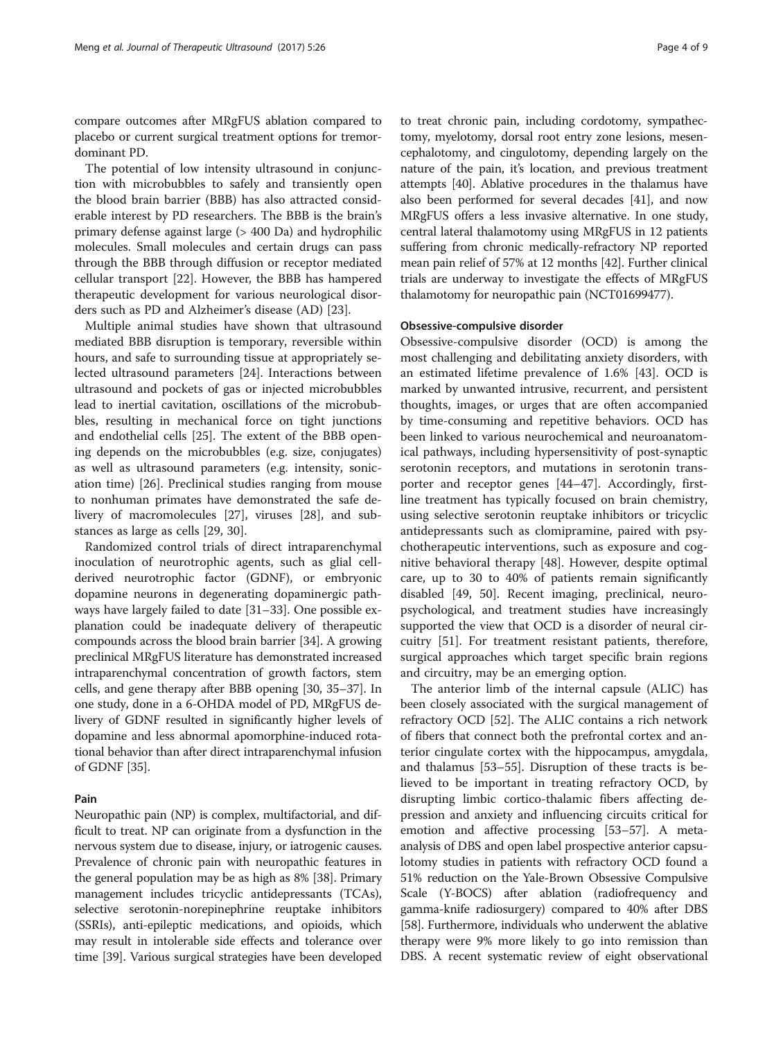compare outcomes after MRgFUS ablation compared to placebo or current surgical treatment options for tremor-dominant PD.

The potential of low intensity ultrasound in conjunction with microbubbles to safely and transiently open the blood brain barrier (BBB) has also attracted considerable interest by PD researchers. The BBB is the brain's primary defense against large (> 400 Da) and hydrophilic molecules. Small molecules and certain drugs can pass through the BBB through diffusion or receptor mediated cellular transport [22]. However, the BBB has hampered therapeutic development for various neurological disorders such as PD and Alzheimer's disease (AD) [23].

Multiple animal studies have shown that ultrasound mediated BBB disruption is temporary, reversible within hours, and safe to surrounding tissue at appropriately selected ultrasound parameters [24]. Interactions between ultrasound and pockets of gas or injected microbubbles lead to inertial cavitation, oscillations of the microbubbles, resulting in mechanical force on tight junctions and endothelial cells [25]. The extent of the BBB opening depends on the microbubbles (e.g. size, conjugates) as well as ultrasound parameters (e.g. intensity, sonication time) [26]. Preclinical studies ranging from mouse to nonhuman primates have demonstrated the safe delivery of macromolecules [27], viruses [28], and substances as large as cells [29, 30].

Randomized control trials of direct intraparenchymal inoculation of neurotrophic agents, such as glial cell-derived neurotrophic factor (GDNF), or embryonic dopamine neurons in degenerating dopaminergic pathways have largely failed to date [31–33]. One possible explanation could be inadequate delivery of therapeutic compounds across the blood brain barrier [34]. A growing preclinical MRgFUS literature has demonstrated increased intraparenchymal concentration of growth factors, stem cells, and gene therapy after BBB opening [30, 35–37]. In one study, done in a 6-OHDA model of PD, MRgFUS delivery of GDNF resulted in significantly higher levels of dopamine and less abnormal apomorphine-induced rotational behavior than after direct intraparenchymal infusion of GDNF [35].

### Pain

Neuropathic pain (NP) is complex, multifactorial, and difficult to treat. NP can originate from a dysfunction in the nervous system due to disease, injury, or iatrogenic causes. Prevalence of chronic pain with neuropathic features in the general population may be as high as 8% [38]. Primary management includes tricyclic antidepressants (TCAs), selective serotonin-norepinephrine reuptake inhibitors (SSRIs), anti-epileptic medications, and opioids, which may result in intolerable side effects and tolerance over time [39]. Various surgical strategies have been developed to treat chronic pain, including cordotomy, sympathectomy, myelotomy, dorsal root entry zone lesions, mesencephalotomy, and cingulotomy, depending largely on the nature of the pain, it's location, and previous treatment attempts [40]. Ablative procedures in the thalamus have also been performed for several decades [41], and now MRgFUS offers a less invasive alternative. In one study, central lateral thalamotomy using MRgFUS in 12 patients suffering from chronic medically-refractory NP reported mean pain relief of 57% at 12 months [42]. Further clinical trials are underway to investigate the effects of MRgFUS thalamotomy for neuropathic pain (NCT01699477).

### Obsessive-compulsive disorder

Obsessive-compulsive disorder (OCD) is among the most challenging and debilitating anxiety disorders, with an estimated lifetime prevalence of 1.6% [43]. OCD is marked by unwanted intrusive, recurrent, and persistent thoughts, images, or urges that are often accompanied by time-consuming and repetitive behaviors. OCD has been linked to various neurochemical and neuroanatomical pathways, including hypersensitivity of post-synaptic serotonin receptors, and mutations in serotonin transporter and receptor genes [44–47]. Accordingly, first-line treatment has typically focused on brain chemistry, using selective serotonin reuptake inhibitors or tricyclic antidepressants such as clomipramine, paired with psychotherapeutic interventions, such as exposure and cognitive behavioral therapy [48]. However, despite optimal care, up to 30 to 40% of patients remain significantly disabled [49, 50]. Recent imaging, preclinical, neuropsychological, and treatment studies have increasingly supported the view that OCD is a disorder of neural circuitry [51]. For treatment resistant patients, therefore, surgical approaches which target specific brain regions and circuitry, may be an emerging option.

The anterior limb of the internal capsule (ALIC) has been closely associated with the surgical management of refractory OCD [52]. The ALIC contains a rich network of fibers that connect both the prefrontal cortex and anterior cingulate cortex with the hippocampus, amygdala, and thalamus [53–55]. Disruption of these tracts is believed to be important in treating refractory OCD, by disrupting limbic cortico-thalamic fibers affecting depression and anxiety and influencing circuits critical for emotion and affective processing [53–57]. A meta-analysis of DBS and open label prospective anterior capsulotomy studies in patients with refractory OCD found a 51% reduction on the Yale-Brown Obsessive Compulsive Scale (Y-BOCS) after ablation (radiofrequency and gamma-knife radiosurgery) compared to 40% after DBS [58]. Furthermore, individuals who underwent the ablative therapy were 9% more likely to go into remission than DBS. A recent systematic review of eight observational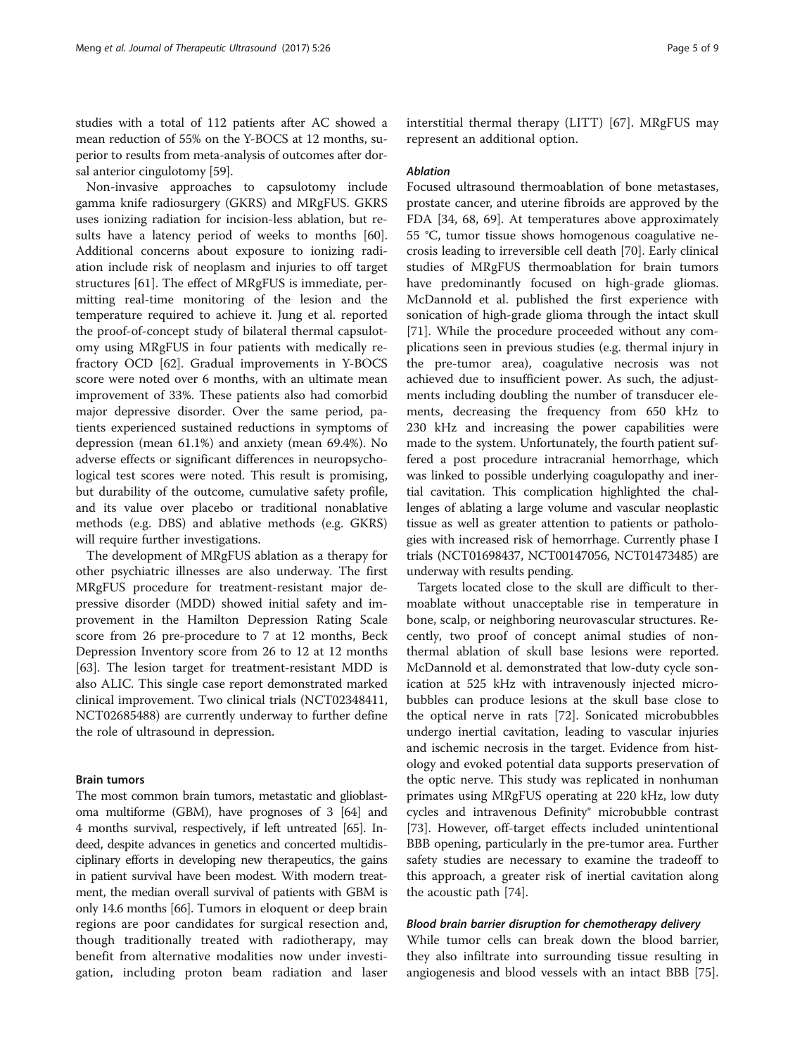studies with a total of 112 patients after AC showed a mean reduction of 55% on the Y-BOCS at 12 months, superior to results from meta-analysis of outcomes after dorsal anterior cingulotomy [59].

Non-invasive approaches to capsulotomy include gamma knife radiosurgery (GKRS) and MRgFUS. GKRS uses ionizing radiation for incision-less ablation, but results have a latency period of weeks to months [60]. Additional concerns about exposure to ionizing radiation include risk of neoplasm and injuries to off target structures [61]. The effect of MRgFUS is immediate, permitting real-time monitoring of the lesion and the temperature required to achieve it. Jung et al. reported the proof-of-concept study of bilateral thermal capsulotomy using MRgFUS in four patients with medically refractory OCD [62]. Gradual improvements in Y-BOCS score were noted over 6 months, with an ultimate mean improvement of 33%. These patients also had comorbid major depressive disorder. Over the same period, patients experienced sustained reductions in symptoms of depression (mean 61.1%) and anxiety (mean 69.4%). No adverse effects or significant differences in neuropsychological test scores were noted. This result is promising, but durability of the outcome, cumulative safety profile, and its value over placebo or traditional nonablative methods (e.g. DBS) and ablative methods (e.g. GKRS) will require further investigations.

The development of MRgFUS ablation as a therapy for other psychiatric illnesses are also underway. The first MRgFUS procedure for treatment-resistant major depressive disorder (MDD) showed initial safety and improvement in the Hamilton Depression Rating Scale score from 26 pre-procedure to 7 at 12 months, Beck Depression Inventory score from 26 to 12 at 12 months [63]. The lesion target for treatment-resistant MDD is also ALIC. This single case report demonstrated marked clinical improvement. Two clinical trials (NCT02348411, NCT02685488) are currently underway to further define the role of ultrasound in depression.

## Brain tumors

The most common brain tumors, metastatic and glioblastoma multiforme (GBM), have prognoses of 3 [64] and 4 months survival, respectively, if left untreated [65]. Indeed, despite advances in genetics and concerted multidisciplinary efforts in developing new therapeutics, the gains in patient survival have been modest. With modern treatment, the median overall survival of patients with GBM is only 14.6 months [66]. Tumors in eloquent or deep brain regions are poor candidates for surgical resection and, though traditionally treated with radiotherapy, may benefit from alternative modalities now under investigation, including proton beam radiation and laser interstitial thermal therapy (LITT) [67]. MRgFUS may represent an additional option.

### *Ablation*

Focused ultrasound thermoablation of bone metastases, prostate cancer, and uterine fibroids are approved by the FDA [34, 68, 69]. At temperatures above approximately 55 °C, tumor tissue shows homogenous coagulative necrosis leading to irreversible cell death [70]. Early clinical studies of MRgFUS thermoablation for brain tumors have predominantly focused on high-grade gliomas. McDannold et al. published the first experience with sonication of high-grade glioma through the intact skull [71]. While the procedure proceeded without any complications seen in previous studies (e.g. thermal injury in the pre-tumor area), coagulative necrosis was not achieved due to insufficient power. As such, the adjustments including doubling the number of transducer elements, decreasing the frequency from 650 kHz to 230 kHz and increasing the power capabilities were made to the system. Unfortunately, the fourth patient suffered a post procedure intracranial hemorrhage, which was linked to possible underlying coagulopathy and inertial cavitation. This complication highlighted the challenges of ablating a large volume and vascular neoplastic tissue as well as greater attention to patients or pathologies with increased risk of hemorrhage. Currently phase I trials (NCT01698437, NCT00147056, NCT01473485) are underway with results pending.

Targets located close to the skull are difficult to thermoablate without unacceptable rise in temperature in bone, scalp, or neighboring neurovascular structures. Recently, two proof of concept animal studies of nonthermal ablation of skull base lesions were reported. McDannold et al. demonstrated that low-duty cycle sonication at 525 kHz with intravenously injected microbubbles can produce lesions at the skull base close to the optical nerve in rats [72]. Sonicated microbubbles undergo inertial cavitation, leading to vascular injuries and ischemic necrosis in the target. Evidence from histology and evoked potential data supports preservation of the optic nerve. This study was replicated in nonhuman primates using MRgFUS operating at 220 kHz, low duty cycles and intravenous Definity® microbubble contrast [73]. However, off-target effects included unintentional BBB opening, particularly in the pre-tumor area. Further safety studies are necessary to examine the tradeoff to this approach, a greater risk of inertial cavitation along the acoustic path [74].

### *Blood brain barrier disruption for chemotherapy delivery*

While tumor cells can break down the blood barrier, they also infiltrate into surrounding tissue resulting in angiogenesis and blood vessels with an intact BBB [75].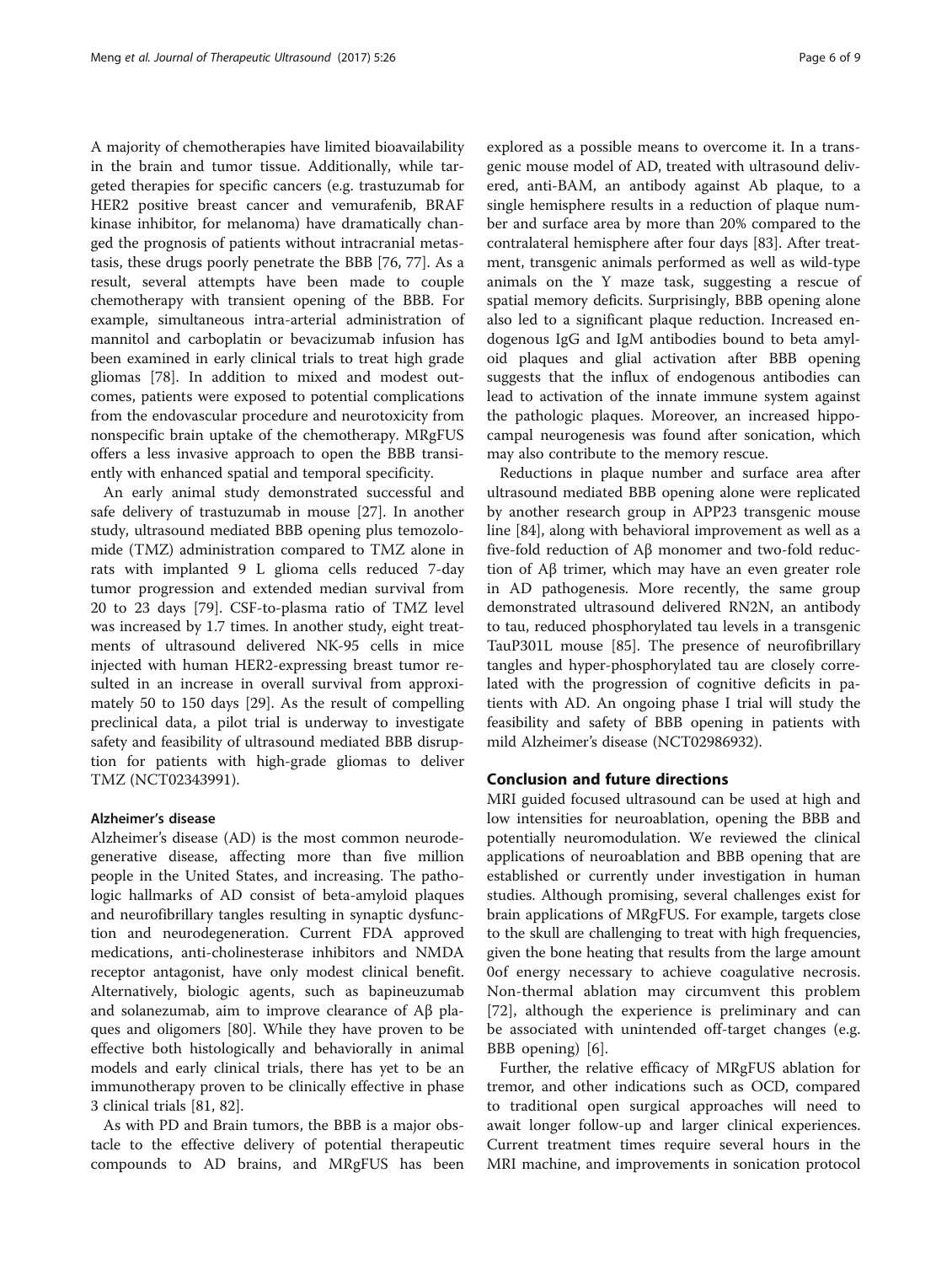A majority of chemotherapies have limited bioavailability in the brain and tumor tissue. Additionally, while targeted therapies for specific cancers (e.g. trastuzumab for HER2 positive breast cancer and vemurafenib, BRAF kinase inhibitor, for melanoma) have dramatically changed the prognosis of patients without intracranial metastasis, these drugs poorly penetrate the BBB [76, 77]. As a result, several attempts have been made to couple chemotherapy with transient opening of the BBB. For example, simultaneous intra-arterial administration of mannitol and carboplatin or bevacizumab infusion has been examined in early clinical trials to treat high grade gliomas [78]. In addition to mixed and modest outcomes, patients were exposed to potential complications from the endovascular procedure and neurotoxicity from nonspecific brain uptake of the chemotherapy. MRgFUS offers a less invasive approach to open the BBB transiently with enhanced spatial and temporal specificity.

An early animal study demonstrated successful and safe delivery of trastuzumab in mouse [27]. In another study, ultrasound mediated BBB opening plus temozolomide (TMZ) administration compared to TMZ alone in rats with implanted 9 L glioma cells reduced 7-day tumor progression and extended median survival from 20 to 23 days [79]. CSF-to-plasma ratio of TMZ level was increased by 1.7 times. In another study, eight treatments of ultrasound delivered NK-95 cells in mice injected with human HER2-expressing breast tumor resulted in an increase in overall survival from approximately 50 to 150 days [29]. As the result of compelling preclinical data, a pilot trial is underway to investigate safety and feasibility of ultrasound mediated BBB disruption for patients with high-grade gliomas to deliver TMZ (NCT02343991).

### Alzheimer's disease

Alzheimer's disease (AD) is the most common neurodegenerative disease, affecting more than five million people in the United States, and increasing. The pathologic hallmarks of AD consist of beta-amyloid plaques and neurofibrillary tangles resulting in synaptic dysfunction and neurodegeneration. Current FDA approved medications, anti-cholinesterase inhibitors and NMDA receptor antagonist, have only modest clinical benefit. Alternatively, biologic agents, such as bapineuzumab and solanezumab, aim to improve clearance of Aβ plaques and oligomers [80]. While they have proven to be effective both histologically and behaviorally in animal models and early clinical trials, there has yet to be an immunotherapy proven to be clinically effective in phase 3 clinical trials [81, 82].

As with PD and Brain tumors, the BBB is a major obstacle to the effective delivery of potential therapeutic compounds to AD brains, and MRgFUS has been explored as a possible means to overcome it. In a transgenic mouse model of AD, treated with ultrasound delivered, anti-BAM, an antibody against Ab plaque, to a single hemisphere results in a reduction of plaque number and surface area by more than 20% compared to the contralateral hemisphere after four days [83]. After treatment, transgenic animals performed as well as wild-type animals on the Y maze task, suggesting a rescue of spatial memory deficits. Surprisingly, BBB opening alone also led to a significant plaque reduction. Increased endogenous IgG and IgM antibodies bound to beta amyloid plaques and glial activation after BBB opening suggests that the influx of endogenous antibodies can lead to activation of the innate immune system against the pathologic plaques. Moreover, an increased hippocampal neurogenesis was found after sonication, which may also contribute to the memory rescue.

Reductions in plaque number and surface area after ultrasound mediated BBB opening alone were replicated by another research group in APP23 transgenic mouse line [84], along with behavioral improvement as well as a five-fold reduction of Aβ monomer and two-fold reduction of Aβ trimer, which may have an even greater role in AD pathogenesis. More recently, the same group demonstrated ultrasound delivered RN2N, an antibody to tau, reduced phosphorylated tau levels in a transgenic TauP301L mouse [85]. The presence of neurofibrillary tangles and hyper-phosphorylated tau are closely correlated with the progression of cognitive deficits in patients with AD. An ongoing phase I trial will study the feasibility and safety of BBB opening in patients with mild Alzheimer's disease (NCT02986932).

## Conclusion and future directions

MRI guided focused ultrasound can be used at high and low intensities for neuroablation, opening the BBB and potentially neuromodulation. We reviewed the clinical applications of neuroablation and BBB opening that are established or currently under investigation in human studies. Although promising, several challenges exist for brain applications of MRgFUS. For example, targets close to the skull are challenging to treat with high frequencies, given the bone heating that results from the large amount 0of energy necessary to achieve coagulative necrosis. Non-thermal ablation may circumvent this problem [72], although the experience is preliminary and can be associated with unintended off-target changes (e.g. BBB opening) [6].

Further, the relative efficacy of MRgFUS ablation for tremor, and other indications such as OCD, compared to traditional open surgical approaches will need to await longer follow-up and larger clinical experiences. Current treatment times require several hours in the MRI machine, and improvements in sonication protocol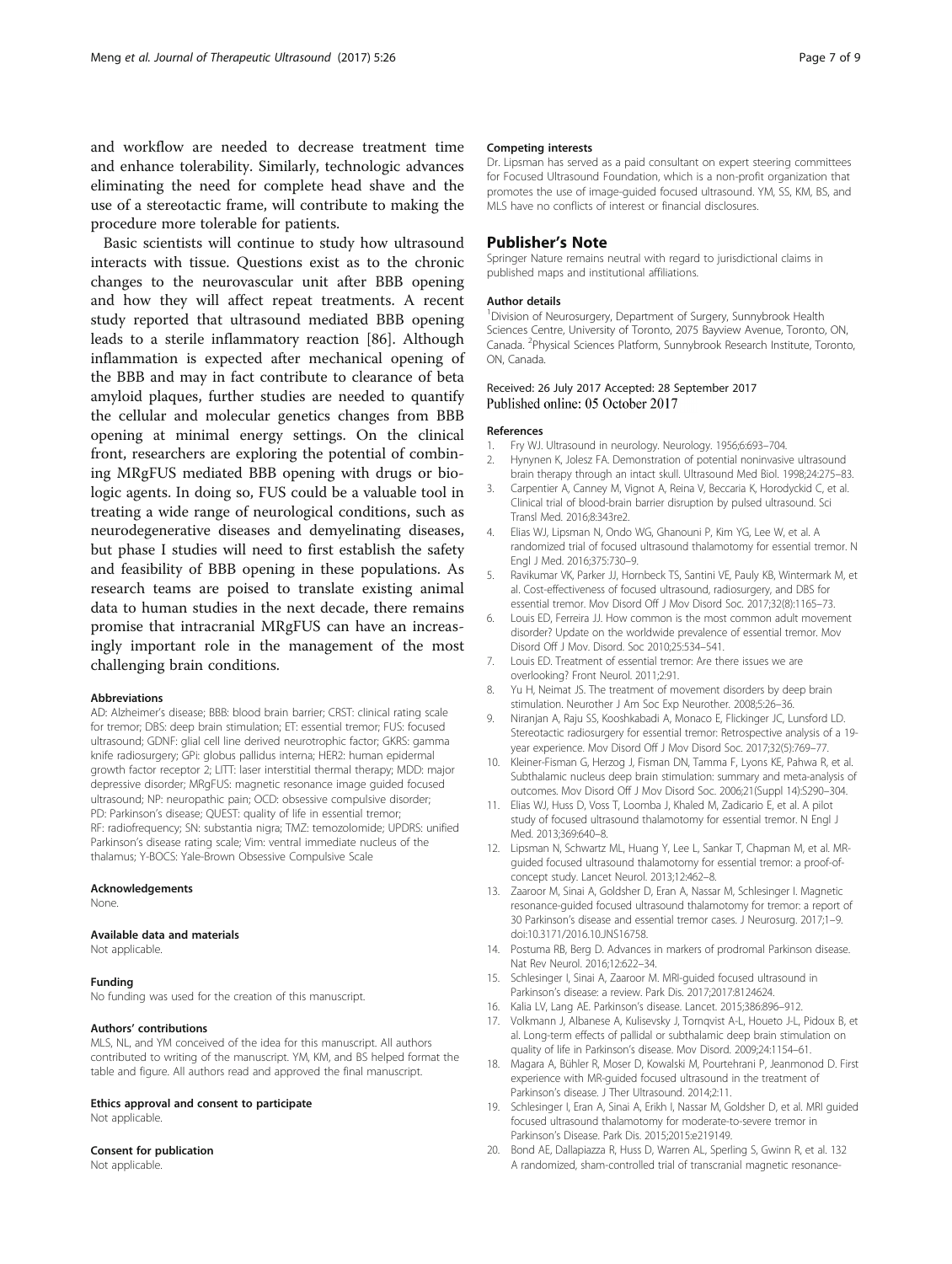and workflow are needed to decrease treatment time and enhance tolerability. Similarly, technologic advances eliminating the need for complete head shave and the use of a stereotactic frame, will contribute to making the procedure more tolerable for patients.

Basic scientists will continue to study how ultrasound interacts with tissue. Questions exist as to the chronic changes to the neurovascular unit after BBB opening and how they will affect repeat treatments. A recent study reported that ultrasound mediated BBB opening leads to a sterile inflammatory reaction [86]. Although inflammation is expected after mechanical opening of the BBB and may in fact contribute to clearance of beta amyloid plaques, further studies are needed to quantify the cellular and molecular genetics changes from BBB opening at minimal energy settings. On the clinical front, researchers are exploring the potential of combining MRgFUS mediated BBB opening with drugs or biologic agents. In doing so, FUS could be a valuable tool in treating a wide range of neurological conditions, such as neurodegenerative diseases and demyelinating diseases, but phase I studies will need to first establish the safety and feasibility of BBB opening in these populations. As research teams are poised to translate existing animal data to human studies in the next decade, there remains promise that intracranial MRgFUS can have an increasingly important role in the management of the most challenging brain conditions.

#### Abbreviations

AD: Alzheimer's disease; BBB: blood brain barrier; CRST: clinical rating scale for tremor; DBS: deep brain stimulation; ET: essential tremor; FUS: focused ultrasound; GDNF: glial cell line derived neurotrophic factor; GKRS: gamma knife radiosurgery; GPi: globus pallidus interna; HER2: human epidermal growth factor receptor 2; LITT: laser interstitial thermal therapy; MDD: major depressive disorder; MRgFUS: magnetic resonance image guided focused ultrasound; NP: neuropathic pain; OCD: obsessive compulsive disorder; PD: Parkinson's disease; QUEST: quality of life in essential tremor; RF: radiofrequency; SN: substantia nigra; TMZ: temozolomide; UPDRS: unified Parkinson's disease rating scale; Vim: ventral immediate nucleus of the thalamus; Y-BOCS: Yale-Brown Obsessive Compulsive Scale

#### Acknowledgements

None.

#### Available data and materials

Not applicable.

#### Funding

No funding was used for the creation of this manuscript.

#### Authors' contributions

MLS, NL, and YM conceived of the idea for this manuscript. All authors contributed to writing of the manuscript. YM, KM, and BS helped format the table and figure. All authors read and approved the final manuscript.

#### Ethics approval and consent to participate

Not applicable.

#### Consent for publication

Not applicable.

#### Competing interests

Dr. Lipsman has served as a paid consultant on expert steering committees for Focused Ultrasound Foundation, which is a non-profit organization that promotes the use of image-guided focused ultrasound. YM, SS, KM, BS, and MLS have no conflicts of interest or financial disclosures.

## Publisher's Note

Springer Nature remains neutral with regard to jurisdictional claims in published maps and institutional affiliations.

#### Author details

[1]Division of Neurosurgery, Department of Surgery, Sunnybrook Health Sciences Centre, University of Toronto, 2075 Bayview Avenue, Toronto, ON, Canada. [2]Physical Sciences Platform, Sunnybrook Research Institute, Toronto, ON, Canada.

Received: 26 July 2017 Accepted: 28 September 2017
Published online: 05 October 2017

#### References

1. Fry WJ. Ultrasound in neurology. Neurology. 1956;6:693–704.
2. Hynynen K, Jolesz FA. Demonstration of potential noninvasive ultrasound brain therapy through an intact skull. Ultrasound Med Biol. 1998;24:275–83.
3. Carpentier A, Canney M, Vignot A, Reina V, Beccaria K, Horodyckid C, et al. Clinical trial of blood-brain barrier disruption by pulsed ultrasound. Sci Transl Med. 2016;8:343re2.
4. Elias WJ, Lipsman N, Ondo WG, Ghanouni P, Kim YG, Lee W, et al. A randomized trial of focused ultrasound thalamotomy for essential tremor. N Engl J Med. 2016;375:730–9.
5. Ravikumar VK, Parker JJ, Hornbeck TS, Santini VE, Pauly KB, Wintermark M, et al. Cost-effectiveness of focused ultrasound, radiosurgery, and DBS for essential tremor. Mov Disord Off J Mov Disord Soc. 2017;32(8):1165–73.
6. Louis ED, Ferreira JJ. How common is the most common adult movement disorder? Update on the worldwide prevalence of essential tremor. Mov Disord Off J Mov. Disord. Soc 2010;25:534–541.
7. Louis ED. Treatment of essential tremor: Are there issues we are overlooking? Front Neurol. 2011;2:91.
8. Yu H, Neimat JS. The treatment of movement disorders by deep brain stimulation. Neurother J Am Soc Exp Neurother. 2008;5:26–36.
9. Niranjan A, Raju SS, Kooshkabadi A, Monaco E, Flickinger JC, Lunsford LD. Stereotactic radiosurgery for essential tremor: Retrospective analysis of a 19-year experience. Mov Disord Off J Mov Disord Soc. 2017;32(5):769–77.
10. Kleiner-Fisman G, Herzog J, Fisman DN, Tamma F, Lyons KE, Pahwa R, et al. Subthalamic nucleus deep brain stimulation: summary and meta-analysis of outcomes. Mov Disord Off J Mov Disord Soc. 2006;21(Suppl 14):S290–304.
11. Elias WJ, Huss D, Voss T, Loomba J, Khaled M, Zadicario E, et al. A pilot study of focused ultrasound thalamotomy for essential tremor. N Engl J Med. 2013;369:640–8.
12. Lipsman N, Schwartz ML, Huang Y, Lee L, Sankar T, Chapman M, et al. MR-guided focused ultrasound thalamotomy for essential tremor: a proof-of-concept study. Lancet Neurol. 2013;12:462–8.
13. Zaaroor M, Sinai A, Goldsher D, Eran A, Nassar M, Schlesinger I. Magnetic resonance-guided focused ultrasound thalamotomy for tremor: a report of 30 Parkinson's disease and essential tremor cases. J Neurosurg. 2017;1–9. doi:10.3171/2016.10.JNS16758.
14. Postuma RB, Berg D. Advances in markers of prodromal Parkinson disease. Nat Rev Neurol. 2016;12:622–34.
15. Schlesinger I, Sinai A, Zaaroor M. MRI-guided focused ultrasound in Parkinson's disease: a review. Park Dis. 2017;2017:8124624.
16. Kalia LV, Lang AE. Parkinson's disease. Lancet. 2015;386:896–912.
17. Volkmann J, Albanese A, Kulisevsky J, Tornqvist A-L, Houeto J-L, Pidoux B, et al. Long-term effects of pallidal or subthalamic deep brain stimulation on quality of life in Parkinson's disease. Mov Disord. 2009;24:1154–61.
18. Magara A, Bühler R, Moser D, Kowalski M, Pourtehrani P, Jeanmonod D. First experience with MR-guided focused ultrasound in the treatment of Parkinson's disease. J Ther Ultrasound. 2014;2:11.
19. Schlesinger I, Eran A, Sinai A, Erikh I, Nassar M, Goldsher D, et al. MRI guided focused ultrasound thalamotomy for moderate-to-severe tremor in Parkinson's Disease. Park Dis. 2015;2015:e219149.
20. Bond AE, Dallapiazza R, Huss D, Warren AL, Sperling S, Gwinn R, et al. 132 A randomized, sham-controlled trial of transcranial magnetic resonance-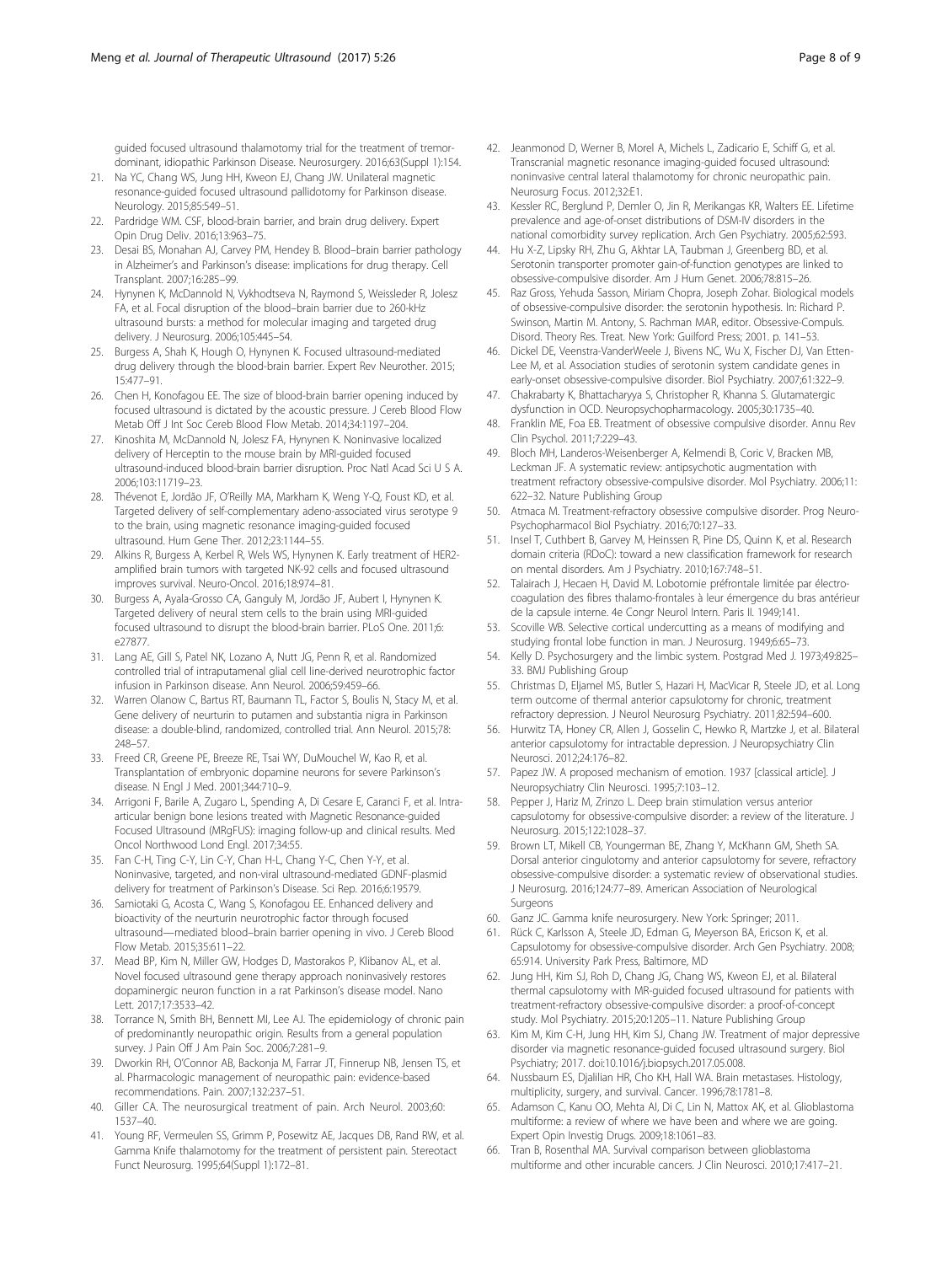guided focused ultrasound thalamotomy trial for the treatment of tremor-dominant, idiopathic Parkinson Disease. Neurosurgery. 2016;63(Suppl 1):154.

21. Na YC, Chang WS, Jung HH, Kweon EJ, Chang JW. Unilateral magnetic resonance-guided focused ultrasound pallidotomy for Parkinson disease. Neurology. 2015;85:549–51.
22. Pardridge WM. CSF, blood-brain barrier, and brain drug delivery. Expert Opin Drug Deliv. 2016;13:963–75.
23. Desai BS, Monahan AJ, Carvey PM, Hendey B. Blood–brain barrier pathology in Alzheimer's and Parkinson's disease: implications for drug therapy. Cell Transplant. 2007;16:285–99.
24. Hynynen K, McDannold N, Vykhodtseva N, Raymond S, Weissleder R, Jolesz FA, et al. Focal disruption of the blood–brain barrier due to 260-kHz ultrasound bursts: a method for molecular imaging and targeted drug delivery. J Neurosurg. 2006;105:445–54.
25. Burgess A, Shah K, Hough O, Hynynen K. Focused ultrasound-mediated drug delivery through the blood-brain barrier. Expert Rev Neurother. 2015; 15:477–91.
26. Chen H, Konofagou EE. The size of blood-brain barrier opening induced by focused ultrasound is dictated by the acoustic pressure. J Cereb Blood Flow Metab Off J Int Soc Cereb Blood Flow Metab. 2014;34:1197–204.
27. Kinoshita M, McDannold N, Jolesz FA, Hynynen K. Noninvasive localized delivery of Herceptin to the mouse brain by MRI-guided focused ultrasound-induced blood-brain barrier disruption. Proc Natl Acad Sci U S A. 2006;103:11719–23.
28. Thévenot E, Jordão JF, O'Reilly MA, Markham K, Weng Y-Q, Foust KD, et al. Targeted delivery of self-complementary adeno-associated virus serotype 9 to the brain, using magnetic resonance imaging-guided focused ultrasound. Hum Gene Ther. 2012;23:1144–55.
29. Alkins R, Burgess A, Kerbel R, Wels WS, Hynynen K. Early treatment of HER2-amplified brain tumors with targeted NK-92 cells and focused ultrasound improves survival. Neuro-Oncol. 2016;18:974–81.
30. Burgess A, Ayala-Grosso CA, Ganguly M, Jordão JF, Aubert I, Hynynen K. Targeted delivery of neural stem cells to the brain using MRI-guided focused ultrasound to disrupt the blood-brain barrier. PLoS One. 2011;6: e27877.
31. Lang AE, Gill S, Patel NK, Lozano A, Nutt JG, Penn R, et al. Randomized controlled trial of intraputamenal glial cell line-derived neurotrophic factor infusion in Parkinson disease. Ann Neurol. 2006;59:459–66.
32. Warren Olanow C, Bartus RT, Baumann TL, Factor S, Boulis N, Stacy M, et al. Gene delivery of neurturin to putamen and substantia nigra in Parkinson disease: a double-blind, randomized, controlled trial. Ann Neurol. 2015;78: 248–57.
33. Freed CR, Greene PE, Breeze RE, Tsai WY, DuMouchel W, Kao R, et al. Transplantation of embryonic dopamine neurons for severe Parkinson's disease. N Engl J Med. 2001;344:710–9.
34. Arrigoni F, Barile A, Zugaro L, Spending A, Di Cesare E, Caranci F, et al. Intra-articular benign bone lesions treated with Magnetic Resonance-guided Focused Ultrasound (MRgFUS): imaging follow-up and clinical results. Med Oncol Northwood Lond Engl. 2017;34:55.
35. Fan C-H, Ting C-Y, Lin C-Y, Chan H-L, Chang Y-C, Chen Y-Y, et al. Noninvasive, targeted, and non-viral ultrasound-mediated GDNF-plasmid delivery for treatment of Parkinson's Disease. Sci Rep. 2016;6:19579.
36. Samiotaki G, Acosta C, Wang S, Konofagou EE. Enhanced delivery and bioactivity of the neurturin neurotrophic factor through focused ultrasound—mediated blood–brain barrier opening in vivo. J Cereb Blood Flow Metab. 2015;35:611–22.
37. Mead BP, Kim N, Miller GW, Hodges D, Mastorakos P, Klibanov AL, et al. Novel focused ultrasound gene therapy approach noninvasively restores dopaminergic neuron function in a rat Parkinson's disease model. Nano Lett. 2017;17:3533–42.
38. Torrance N, Smith BH, Bennett MI, Lee AJ. The epidemiology of chronic pain of predominantly neuropathic origin. Results from a general population survey. J Pain Off J Am Pain Soc. 2006;7:281–9.
39. Dworkin RH, O'Connor AB, Backonja M, Farrar JT, Finnerup NB, Jensen TS, et al. Pharmacologic management of neuropathic pain: evidence-based recommendations. Pain. 2007;132:237–51.
40. Giller CA. The neurosurgical treatment of pain. Arch Neurol. 2003;60: 1537–40.
41. Young RF, Vermeulen SS, Grimm P, Posewitz AE, Jacques DB, Rand RW, et al. Gamma Knife thalamotomy for the treatment of persistent pain. Stereotact Funct Neurosurg. 1995;64(Suppl 1):172–81.
42. Jeanmonod D, Werner B, Morel A, Michels L, Zadicario E, Schiff G, et al. Transcranial magnetic resonance imaging-guided focused ultrasound: noninvasive central lateral thalamotomy for chronic neuropathic pain. Neurosurg Focus. 2012;32:E1.
43. Kessler RC, Berglund P, Demler O, Jin R, Merikangas KR, Walters EE. Lifetime prevalence and age-of-onset distributions of DSM-IV disorders in the national comorbidity survey replication. Arch Gen Psychiatry. 2005;62:593.
44. Hu X-Z, Lipsky RH, Zhu G, Akhtar LA, Taubman J, Greenberg BD, et al. Serotonin transporter promoter gain-of-function genotypes are linked to obsessive-compulsive disorder. Am J Hum Genet. 2006;78:815–26.
45. Raz Gross, Yehuda Sasson, Miriam Chopra, Joseph Zohar. Biological models of obsessive-compulsive disorder: the serotonin hypothesis. In: Richard P. Swinson, Martin M. Antony, S. Rachman MAR, editor. Obsessive-Compuls. Disord. Theory Res. Treat. New York: Guilford Press; 2001. p. 141–53.
46. Dickel DE, Veenstra-VanderWeele J, Bivens NC, Wu X, Fischer DJ, Van Etten-Lee M, et al. Association studies of serotonin system candidate genes in early-onset obsessive-compulsive disorder. Biol Psychiatry. 2007;61:322–9.
47. Chakrabarty K, Bhattacharyya S, Christopher R, Khanna S. Glutamatergic dysfunction in OCD. Neuropsychopharmacology. 2005;30:1735–40.
48. Franklin ME, Foa EB. Treatment of obsessive compulsive disorder. Annu Rev Clin Psychol. 2011;7:229–43.
49. Bloch MH, Landeros-Weisenberger A, Kelmendi B, Coric V, Bracken MB, Leckman JF. A systematic review: antipsychotic augmentation with treatment refractory obsessive-compulsive disorder. Mol Psychiatry. 2006;11: 622–32. Nature Publishing Group
50. Atmaca M. Treatment-refractory obsessive compulsive disorder. Prog Neuro-Psychopharmacol Biol Psychiatry. 2016;70:127–33.
51. Insel T, Cuthbert B, Garvey M, Heinssen R, Pine DS, Quinn K, et al. Research domain criteria (RDoC): toward a new classification framework for research on mental disorders. Am J Psychiatry. 2010;167:748–51.
52. Talairach J, Hecaen H, David M. Lobotomie préfrontale limitée par électrocoagulation des fibres thalamo-frontales à leur émergence du bras antérieur de la capsule interne. 4e Congr Neurol Intern. Paris II. 1949;141.
53. Scoville WB. Selective cortical undercutting as a means of modifying and studying frontal lobe function in man. J Neurosurg. 1949;6:65–73.
54. Kelly D. Psychosurgery and the limbic system. Postgrad Med J. 1973;49:825–33. BMJ Publishing Group
55. Christmas D, Eljamel MS, Butler S, Hazari H, MacVicar R, Steele JD, et al. Long term outcome of thermal anterior capsulotomy for chronic, treatment refractory depression. J Neurol Neurosurg Psychiatry. 2011;82:594–600.
56. Hurwitz TA, Honey CR, Allen J, Gosselin C, Hewko R, Martzke J, et al. Bilateral anterior capsulotomy for intractable depression. J Neuropsychiatry Clin Neurosci. 2012;24:176–82.
57. Papez JW. A proposed mechanism of emotion. 1937 [classical article]. J Neuropsychiatry Clin Neurosci. 1995;7:103–12.
58. Pepper J, Hariz M, Zrinzo L. Deep brain stimulation versus anterior capsulotomy for obsessive-compulsive disorder: a review of the literature. J Neurosurg. 2015;122:1028–37.
59. Brown LT, Mikell CB, Youngerman BE, Zhang Y, McKhann GM, Sheth SA. Dorsal anterior cingulotomy and anterior capsulotomy for severe, refractory obsessive-compulsive disorder: a systematic review of observational studies. J Neurosurg. 2016;124:77–89. American Association of Neurological Surgeons
60. Ganz JC. Gamma knife neurosurgery. New York: Springer; 2011.
61. Rück C, Karlsson A, Steele JD, Edman G, Meyerson BA, Ericson K, et al. Capsulotomy for obsessive-compulsive disorder. Arch Gen Psychiatry. 2008; 65:914. University Park Press, Baltimore, MD
62. Jung HH, Kim SJ, Roh D, Chang JG, Chang WS, Kweon EJ, et al. Bilateral thermal capsulotomy with MR-guided focused ultrasound for patients with treatment-refractory obsessive-compulsive disorder: a proof-of-concept study. Mol Psychiatry. 2015;20:1205–11. Nature Publishing Group
63. Kim M, Kim C-H, Jung HH, Kim SJ, Chang JW. Treatment of major depressive disorder via magnetic resonance-guided focused ultrasound surgery. Biol Psychiatry; 2017. doi:10.1016/j.biopsych.2017.05.008.
64. Nussbaum ES, Djalilian HR, Cho KH, Hall WA. Brain metastases. Histology, multiplicity, surgery, and survival. Cancer. 1996;78:1781–8.
65. Adamson C, Kanu OO, Mehta AI, Di C, Lin N, Mattox AK, et al. Glioblastoma multiforme: a review of where we have been and where we are going. Expert Opin Investig Drugs. 2009;18:1061–83.
66. Tran B, Rosenthal MA. Survival comparison between glioblastoma multiforme and other incurable cancers. J Clin Neurosci. 2010;17:417–21.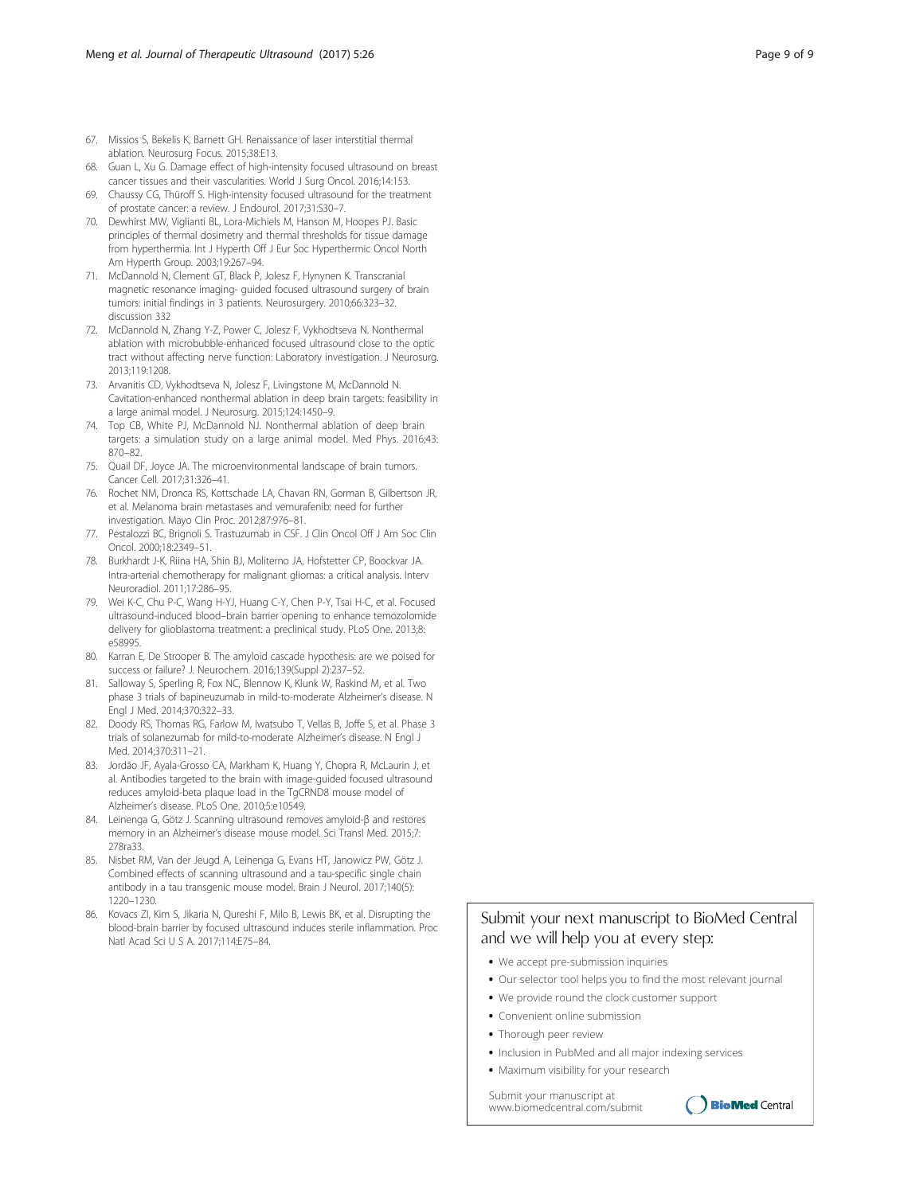67. Missios S, Bekelis K, Barnett GH. Renaissance of laser interstitial thermal ablation. Neurosurg Focus. 2015;38:E13.
68. Guan L, Xu G. Damage effect of high-intensity focused ultrasound on breast cancer tissues and their vascularities. World J Surg Oncol. 2016;14:153.
69. Chaussy CG, Thüroff S. High-intensity focused ultrasound for the treatment of prostate cancer: a review. J Endourol. 2017;31:S30–7.
70. Dewhirst MW, Viglianti BL, Lora-Michiels M, Hanson M, Hoopes PJ. Basic principles of thermal dosimetry and thermal thresholds for tissue damage from hyperthermia. Int J Hyperth Off J Eur Soc Hyperthermic Oncol North Am Hyperth Group. 2003;19:267–94.
71. McDannold N, Clement GT, Black P, Jolesz F, Hynynen K. Transcranial magnetic resonance imaging- guided focused ultrasound surgery of brain tumors: initial findings in 3 patients. Neurosurgery. 2010;66:323–32. discussion 332
72. McDannold N, Zhang Y-Z, Power C, Jolesz F, Vykhodtseva N. Nonthermal ablation with microbubble-enhanced focused ultrasound close to the optic tract without affecting nerve function: Laboratory investigation. J Neurosurg. 2013;119:1208.
73. Arvanitis CD, Vykhodtseva N, Jolesz F, Livingstone M, McDannold N. Cavitation-enhanced nonthermal ablation in deep brain targets: feasibility in a large animal model. J Neurosurg. 2015;124:1450–9.
74. Top CB, White PJ, McDannold NJ. Nonthermal ablation of deep brain targets: a simulation study on a large animal model. Med Phys. 2016;43: 870–82.
75. Quail DF, Joyce JA. The microenvironmental landscape of brain tumors. Cancer Cell. 2017;31:326–41.
76. Rochet NM, Dronca RS, Kottschade LA, Chavan RN, Gorman B, Gilbertson JR, et al. Melanoma brain metastases and vemurafenib: need for further investigation. Mayo Clin Proc. 2012;87:976–81.
77. Pestalozzi BC, Brignoli S. Trastuzumab in CSF. J Clin Oncol Off J Am Soc Clin Oncol. 2000;18:2349–51.
78. Burkhardt J-K, Riina HA, Shin BJ, Moliterno JA, Hofstetter CP, Boockvar JA. Intra-arterial chemotherapy for malignant gliomas: a critical analysis. Interv Neuroradiol. 2011;17:286–95.
79. Wei K-C, Chu P-C, Wang H-YJ, Huang C-Y, Chen P-Y, Tsai H-C, et al. Focused ultrasound-induced blood–brain barrier opening to enhance temozolomide delivery for glioblastoma treatment: a preclinical study. PLoS One. 2013;8: e58995.
80. Karran E, De Strooper B. The amyloid cascade hypothesis: are we poised for success or failure? J. Neurochem. 2016;139(Suppl 2):237–52.
81. Salloway S, Sperling R, Fox NC, Blennow K, Klunk W, Raskind M, et al. Two phase 3 trials of bapineuzumab in mild-to-moderate Alzheimer's disease. N Engl J Med. 2014;370:322–33.
82. Doody RS, Thomas RG, Farlow M, Iwatsubo T, Vellas B, Joffe S, et al. Phase 3 trials of solanezumab for mild-to-moderate Alzheimer's disease. N Engl J Med. 2014;370:311–21.
83. Jordão JF, Ayala-Grosso CA, Markham K, Huang Y, Chopra R, McLaurin J, et al. Antibodies targeted to the brain with image-guided focused ultrasound reduces amyloid-beta plaque load in the TgCRND8 mouse model of Alzheimer's disease. PLoS One. 2010;5:e10549.
84. Leinenga G, Götz J. Scanning ultrasound removes amyloid-β and restores memory in an Alzheimer's disease mouse model. Sci Transl Med. 2015;7: 278ra33.
85. Nisbet RM, Van der Jeugd A, Leinenga G, Evans HT, Janowicz PW, Götz J. Combined effects of scanning ultrasound and a tau-specific single chain antibody in a tau transgenic mouse model. Brain J Neurol. 2017;140(5): 1220–1230.
86. Kovacs ZI, Kim S, Jikaria N, Qureshi F, Milo B, Lewis BK, et al. Disrupting the blood-brain barrier by focused ultrasound induces sterile inflammation. Proc Natl Acad Sci U S A. 2017;114:E75–84.

Submit your next manuscript to BioMed Central and we will help you at every step:

- We accept pre-submission inquiries
- Our selector tool helps you to find the most relevant journal
- We provide round the clock customer support
- Convenient online submission
- Thorough peer review
- Inclusion in PubMed and all major indexing services
- Maximum visibility for your research

Submit your manuscript at www.biomedcentral.com/submit

BioMed Central